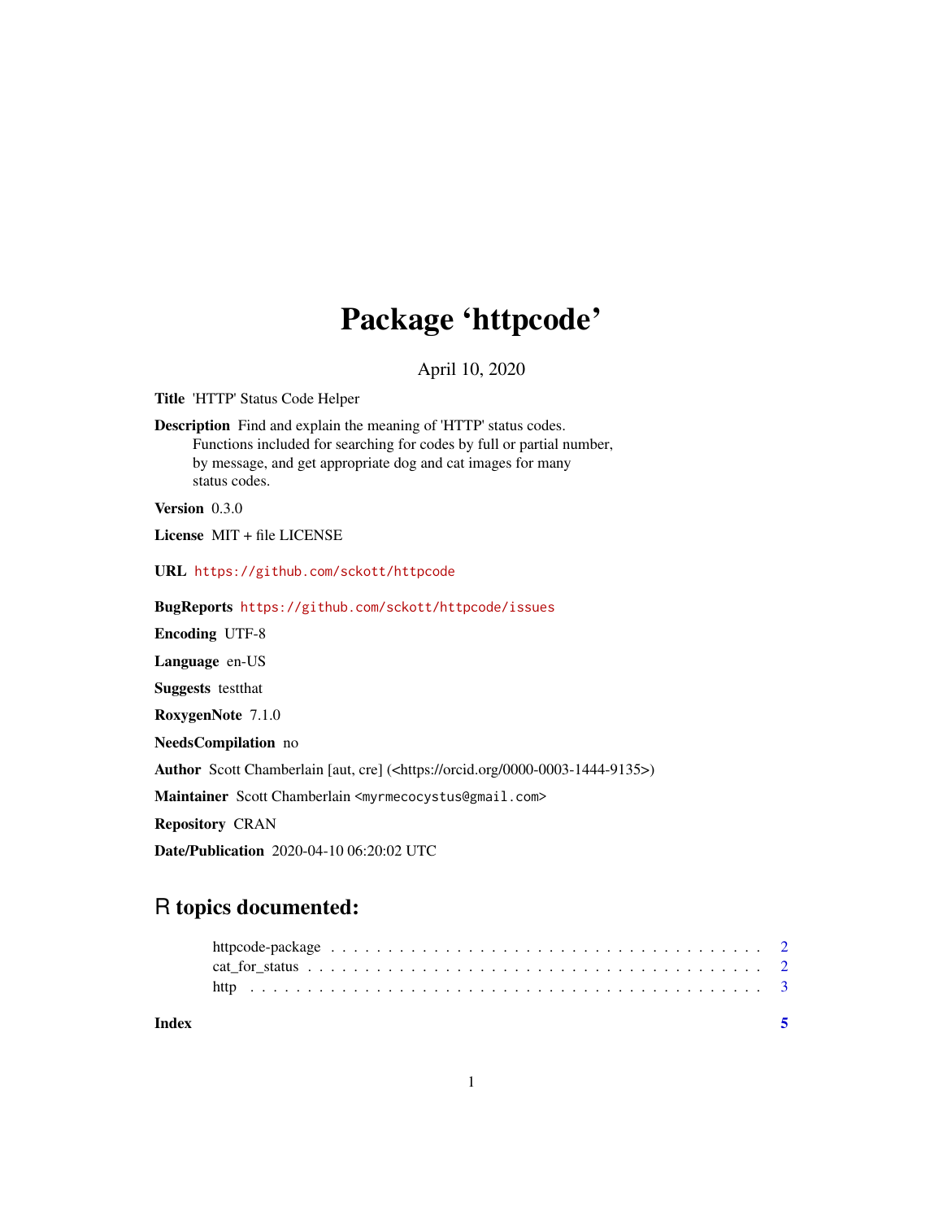# Package 'httpcode'

April 10, 2020

**Title** 'HTTP' Status Code Helper

**Description** Find and explain the meaning of 'HTTP' status codes. Functions included for searching for codes by full or partial number, by message, and get appropriate dog and cat images for many status codes.

**Version** 0.3.0

**License** MIT + file LICENSE

**URL** https://github.com/sckott/httpcode

**BugReports** https://github.com/sckott/httpcode/issues

**Encoding** UTF-8

**Language** en-US

**Suggests** testthat

**RoxygenNote** 7.1.0

**NeedsCompilation** no

**Author** Scott Chamberlain [aut, cre] (<https://orcid.org/0000-0003-1444-9135>)

**Maintainer** Scott Chamberlain <myrmecocystus@gmail.com>

**Repository** CRAN

**Date/Publication** 2020-04-10 06:20:02 UTC

## R topics documented:

- httpcode-package . . . . . . . . . . 2
- cat_for_status . . . . . . . . . . 2
- http . . . . . . . . . . 3

**Index** 5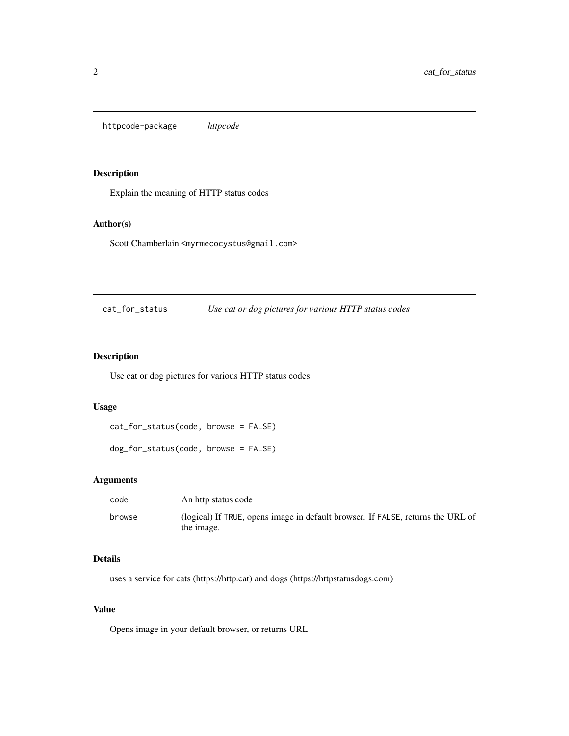## httpcode-package *httpcode*

### Description

Explain the meaning of HTTP status codes

### Author(s)

Scott Chamberlain <myrmecocystus@gmail.com>

## cat_for_status *Use cat or dog pictures for various HTTP status codes*

### Description

Use cat or dog pictures for various HTTP status codes

### Usage

```
cat_for_status(code, browse = FALSE)

dog_for_status(code, browse = FALSE)
```

### Arguments

| | |
|---|---|
| code | An http status code |
| browse | (logical) If TRUE, opens image in default browser. If FALSE, returns the URL of the image. |

### Details

uses a service for cats (https://http.cat) and dogs (https://httpstatusdogs.com)

### Value

Opens image in your default browser, or returns URL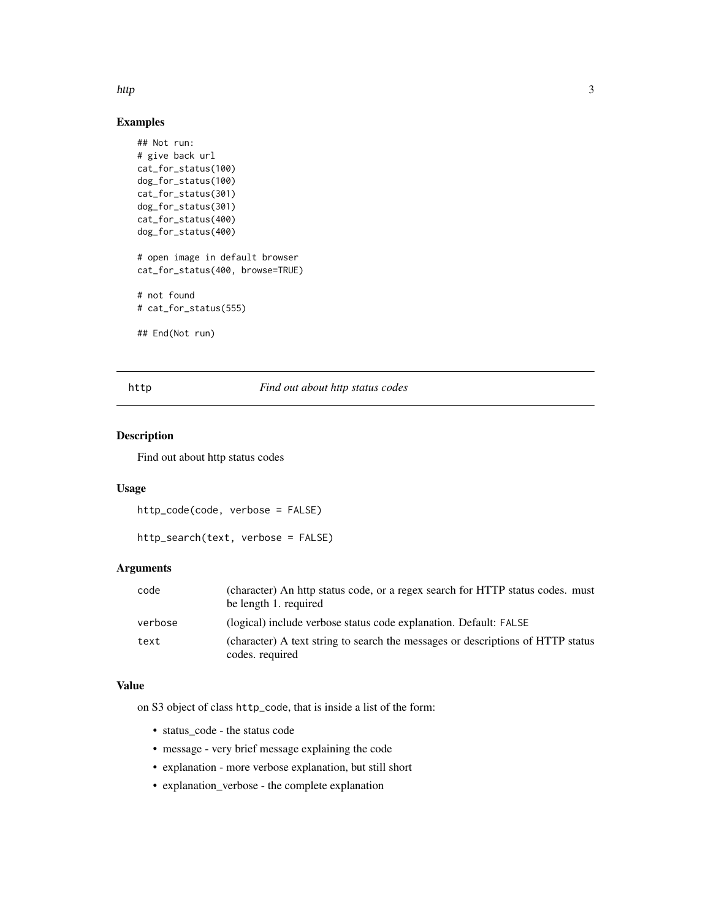## Examples

```
## Not run:
# give back url
cat_for_status(100)
dog_for_status(100)
cat_for_status(301)
dog_for_status(301)
cat_for_status(400)
dog_for_status(400)

# open image in default browser
cat_for_status(400, browse=TRUE)

# not found
# cat_for_status(555)

## End(Not run)
```

---

# http — *Find out about http status codes*

---

## Description

Find out about http status codes

## Usage

```
http_code(code, verbose = FALSE)

http_search(text, verbose = FALSE)
```

## Arguments

| | |
|---|---|
| `code` | (character) An http status code, or a regex search for HTTP status codes. must be length 1. required |
| `verbose` | (logical) include verbose status code explanation. Default: `FALSE` |
| `text` | (character) A text string to search the messages or descriptions of HTTP status codes. required |

## Value

on S3 object of class `http_code`, that is inside a list of the form:

- status_code - the status code
- message - very brief message explaining the code
- explanation - more verbose explanation, but still short
- explanation_verbose - the complete explanation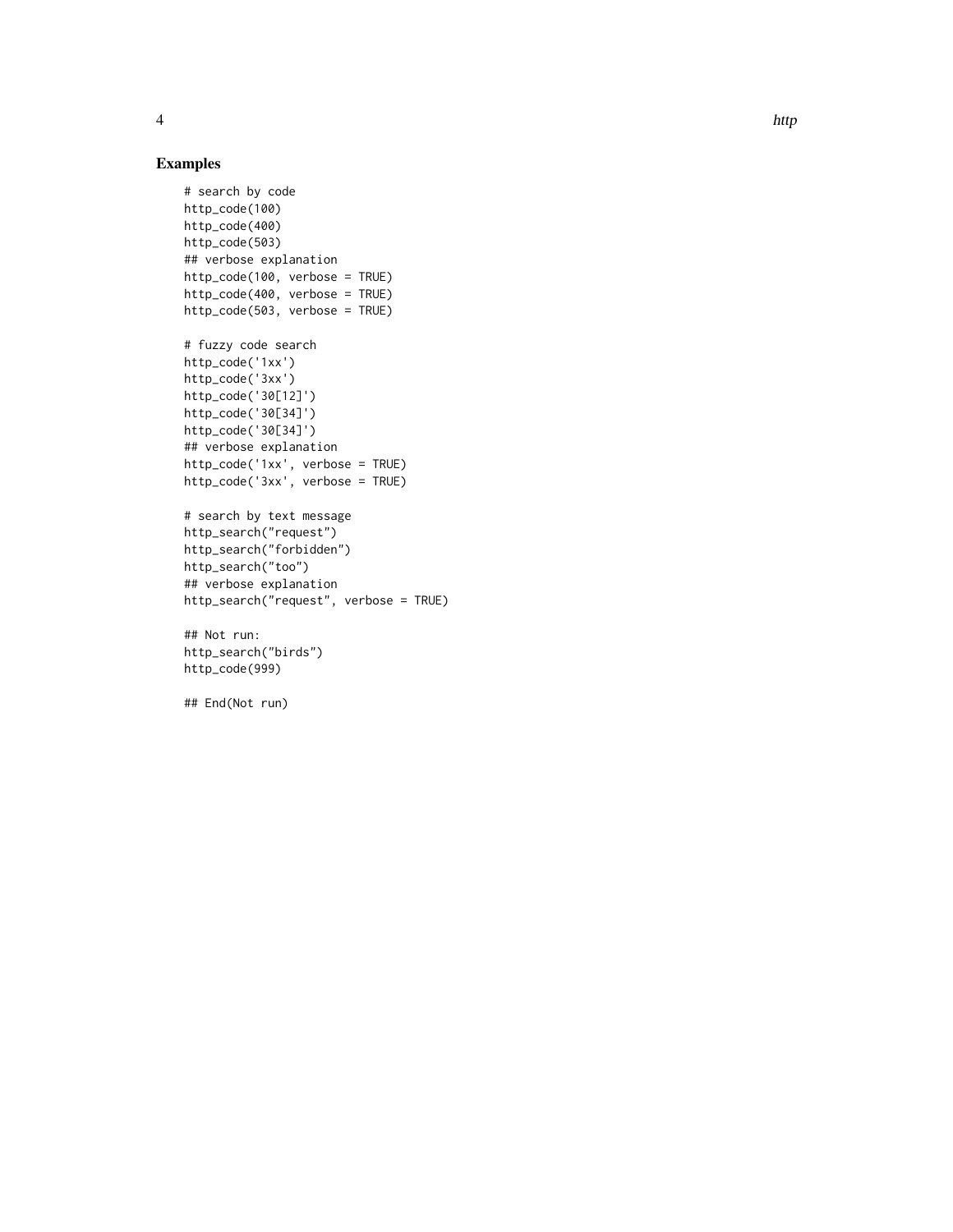## Examples

```
# search by code
http_code(100)
http_code(400)
http_code(503)
## verbose explanation
http_code(100, verbose = TRUE)
http_code(400, verbose = TRUE)
http_code(503, verbose = TRUE)

# fuzzy code search
http_code('1xx')
http_code('3xx')
http_code('30[12]')
http_code('30[34]')
http_code('30[34]')
## verbose explanation
http_code('1xx', verbose = TRUE)
http_code('3xx', verbose = TRUE)

# search by text message
http_search("request")
http_search("forbidden")
http_search("too")
## verbose explanation
http_search("request", verbose = TRUE)

## Not run:
http_search("birds")
http_code(999)

## End(Not run)
```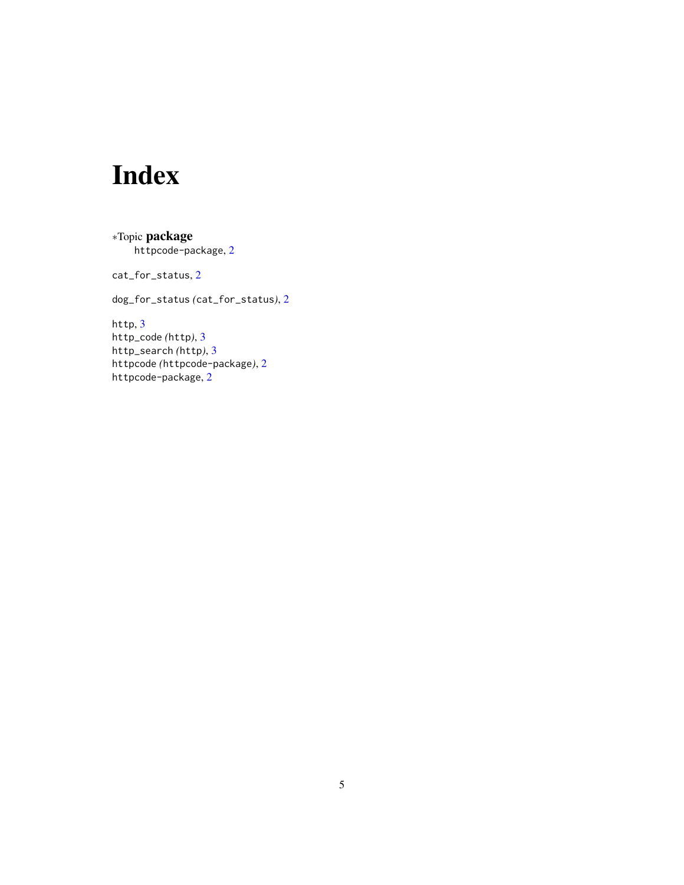# Index

∗Topic **package**
    httpcode-package, 2

cat_for_status, 2

dog_for_status *(*cat_for_status*)*, 2

http, 3
http_code *(*http*)*, 3
http_search *(*http*)*, 3
httpcode *(*httpcode-package*)*, 2
httpcode-package, 2